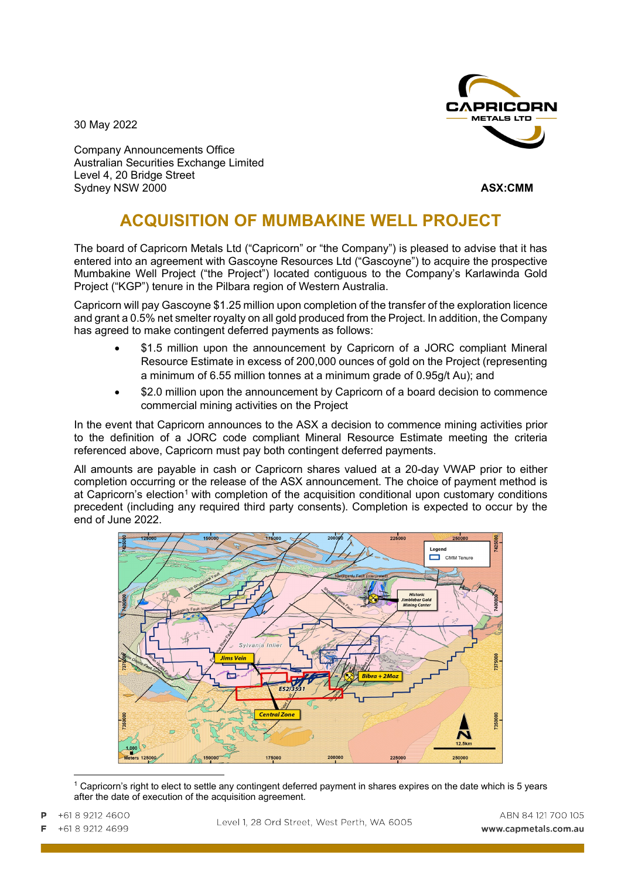30 May 2022

Company Announcements Office
Australian Securities Exchange Limited
Level 4, 20 Bridge Street
Sydney NSW 2000

**ASX:CMM**

# ACQUISITION OF MUMBAKINE WELL PROJECT

The board of Capricorn Metals Ltd ("Capricorn" or "the Company") is pleased to advise that it has entered into an agreement with Gascoyne Resources Ltd ("Gascoyne") to acquire the prospective Mumbakine Well Project ("the Project") located contiguous to the Company's Karlawinda Gold Project ("KGP") tenure in the Pilbara region of Western Australia.

Capricorn will pay Gascoyne $1.25 million upon completion of the transfer of the exploration licence and grant a 0.5% net smelter royalty on all gold produced from the Project. In addition, the Company has agreed to make contingent deferred payments as follows:

- $1.5 million upon the announcement by Capricorn of a JORC compliant Mineral Resource Estimate in excess of 200,000 ounces of gold on the Project (representing a minimum of 6.55 million tonnes at a minimum grade of 0.95g/t Au); and
- $2.0 million upon the announcement by Capricorn of a board decision to commence commercial mining activities on the Project

In the event that Capricorn announces to the ASX a decision to commence mining activities prior to the definition of a JORC code compliant Mineral Resource Estimate meeting the criteria referenced above, Capricorn must pay both contingent deferred payments.

All amounts are payable in cash or Capricorn shares valued at a 20-day VWAP prior to either completion occurring or the release of the ASX announcement. The choice of payment method is at Capricorn's election[1] with completion of the acquisition conditional upon customary conditions precedent (including any required third party consents). Completion is expected to occur by the end of June 2022.

[1] Capricorn's right to elect to settle any contingent deferred payment in shares expires on the date which is 5 years after the date of execution of the acquisition agreement.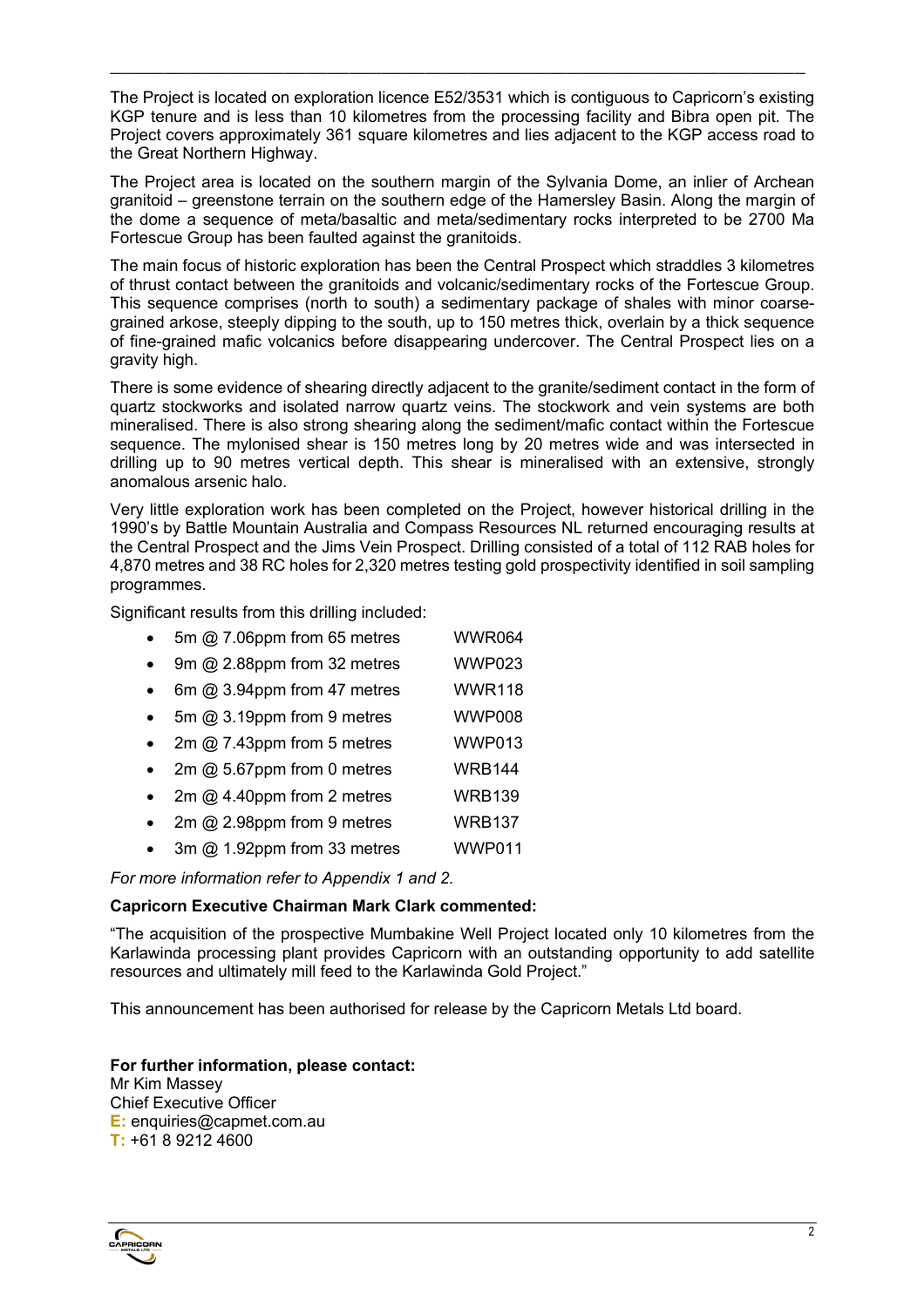The Project is located on exploration licence E52/3531 which is contiguous to Capricorn's existing KGP tenure and is less than 10 kilometres from the processing facility and Bibra open pit. The Project covers approximately 361 square kilometres and lies adjacent to the KGP access road to the Great Northern Highway.

The Project area is located on the southern margin of the Sylvania Dome, an inlier of Archean granitoid – greenstone terrain on the southern edge of the Hamersley Basin. Along the margin of the dome a sequence of meta/basaltic and meta/sedimentary rocks interpreted to be 2700 Ma Fortescue Group has been faulted against the granitoids.

The main focus of historic exploration has been the Central Prospect which straddles 3 kilometres of thrust contact between the granitoids and volcanic/sedimentary rocks of the Fortescue Group. This sequence comprises (north to south) a sedimentary package of shales with minor coarse-grained arkose, steeply dipping to the south, up to 150 metres thick, overlain by a thick sequence of fine-grained mafic volcanics before disappearing undercover. The Central Prospect lies on a gravity high.

There is some evidence of shearing directly adjacent to the granite/sediment contact in the form of quartz stockworks and isolated narrow quartz veins. The stockwork and vein systems are both mineralised. There is also strong shearing along the sediment/mafic contact within the Fortescue sequence. The mylonised shear is 150 metres long by 20 metres wide and was intersected in drilling up to 90 metres vertical depth. This shear is mineralised with an extensive, strongly anomalous arsenic halo.

Very little exploration work has been completed on the Project, however historical drilling in the 1990's by Battle Mountain Australia and Compass Resources NL returned encouraging results at the Central Prospect and the Jims Vein Prospect. Drilling consisted of a total of 112 RAB holes for 4,870 metres and 38 RC holes for 2,320 metres testing gold prospectivity identified in soil sampling programmes.

Significant results from this drilling included:

- 5m @ 7.06ppm from 65 metres WWR064
- 9m @ 2.88ppm from 32 metres WWP023
- 6m @ 3.94ppm from 47 metres WWR118
- 5m @ 3.19ppm from 9 metres WWP008
- 2m @ 7.43ppm from 5 metres WWP013
- 2m @ 5.67ppm from 0 metres WRB144
- 2m @ 4.40ppm from 2 metres WRB139
- 2m @ 2.98ppm from 9 metres WRB137
- 3m @ 1.92ppm from 33 metres WWP011

*For more information refer to Appendix 1 and 2.*

**Capricorn Executive Chairman Mark Clark commented:**

"The acquisition of the prospective Mumbakine Well Project located only 10 kilometres from the Karlawinda processing plant provides Capricorn with an outstanding opportunity to add satellite resources and ultimately mill feed to the Karlawinda Gold Project."

This announcement has been authorised for release by the Capricorn Metals Ltd board.

**For further information, please contact:**
Mr Kim Massey
Chief Executive Officer
**E:** enquiries@capmet.com.au
**T:** +61 8 9212 4600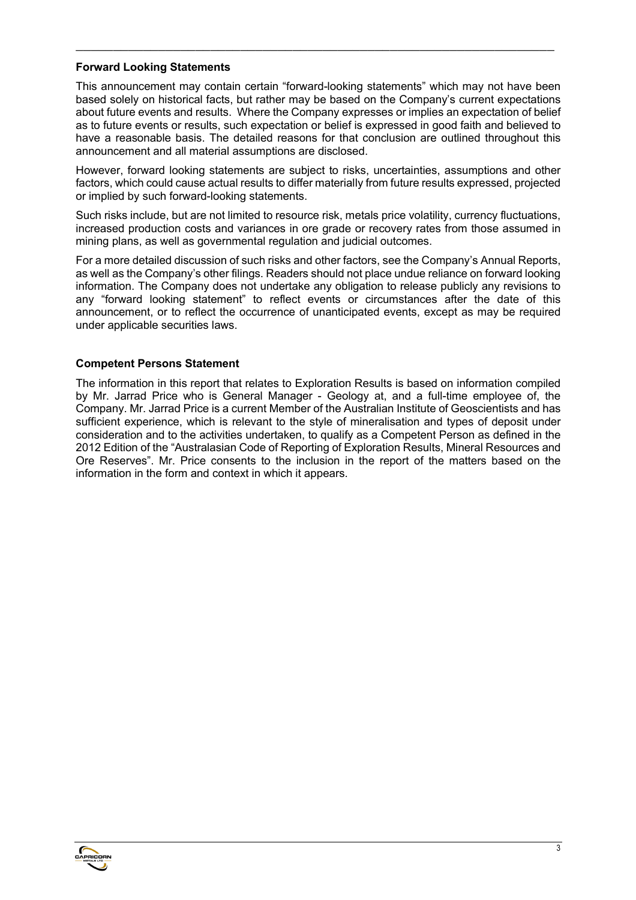**Forward Looking Statements**

This announcement may contain certain "forward-looking statements" which may not have been based solely on historical facts, but rather may be based on the Company's current expectations about future events and results. Where the Company expresses or implies an expectation of belief as to future events or results, such expectation or belief is expressed in good faith and believed to have a reasonable basis. The detailed reasons for that conclusion are outlined throughout this announcement and all material assumptions are disclosed.

However, forward looking statements are subject to risks, uncertainties, assumptions and other factors, which could cause actual results to differ materially from future results expressed, projected or implied by such forward-looking statements.

Such risks include, but are not limited to resource risk, metals price volatility, currency fluctuations, increased production costs and variances in ore grade or recovery rates from those assumed in mining plans, as well as governmental regulation and judicial outcomes.

For a more detailed discussion of such risks and other factors, see the Company's Annual Reports, as well as the Company's other filings. Readers should not place undue reliance on forward looking information. The Company does not undertake any obligation to release publicly any revisions to any "forward looking statement" to reflect events or circumstances after the date of this announcement, or to reflect the occurrence of unanticipated events, except as may be required under applicable securities laws.

**Competent Persons Statement**

The information in this report that relates to Exploration Results is based on information compiled by Mr. Jarrad Price who is General Manager - Geology at, and a full-time employee of, the Company. Mr. Jarrad Price is a current Member of the Australian Institute of Geoscientists and has sufficient experience, which is relevant to the style of mineralisation and types of deposit under consideration and to the activities undertaken, to qualify as a Competent Person as defined in the 2012 Edition of the "Australasian Code of Reporting of Exploration Results, Mineral Resources and Ore Reserves". Mr. Price consents to the inclusion in the report of the matters based on the information in the form and context in which it appears.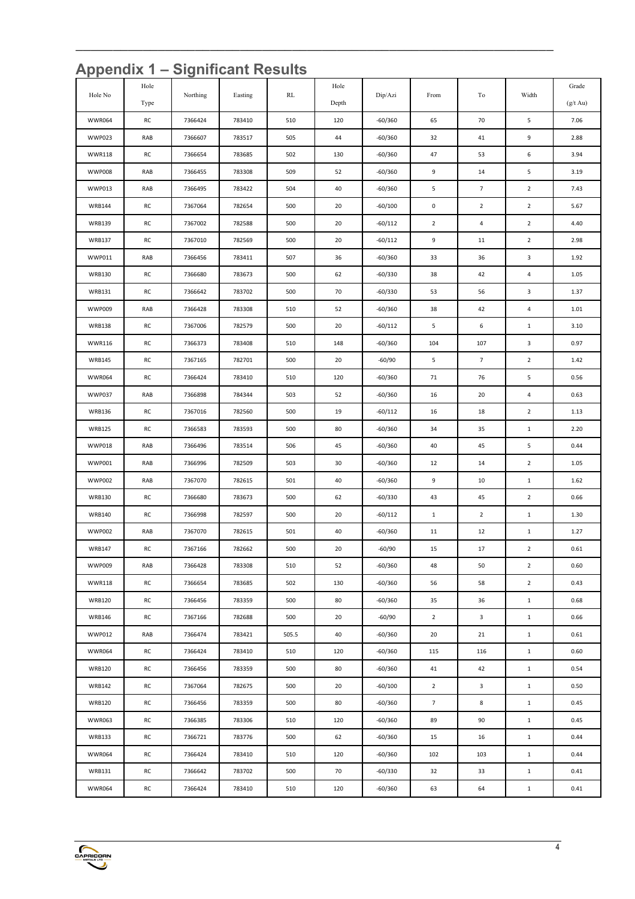# Appendix 1 – Significant Results

| Hole No | Hole Type | Northing | Easting | RL | Hole Depth | Dip/Azi | From | To | Width | Grade (g/t Au) |
|---|---|---|---|---|---|---|---|---|---|---|
| WWR064 | RC | 7366424 | 783410 | 510 | 120 | -60/360 | 65 | 70 | 5 | 7.06 |
| WWP023 | RAB | 7366607 | 783517 | 505 | 44 | -60/360 | 32 | 41 | 9 | 2.88 |
| WWR118 | RC | 7366654 | 783685 | 502 | 130 | -60/360 | 47 | 53 | 6 | 3.94 |
| WWP008 | RAB | 7366455 | 783308 | 509 | 52 | -60/360 | 9 | 14 | 5 | 3.19 |
| WWP013 | RAB | 7366495 | 783422 | 504 | 40 | -60/360 | 5 | 7 | 2 | 7.43 |
| WRB144 | RC | 7367064 | 782654 | 500 | 20 | -60/100 | 0 | 2 | 2 | 5.67 |
| WRB139 | RC | 7367002 | 782588 | 500 | 20 | -60/112 | 2 | 4 | 2 | 4.40 |
| WRB137 | RC | 7367010 | 782569 | 500 | 20 | -60/112 | 9 | 11 | 2 | 2.98 |
| WWP011 | RAB | 7366456 | 783411 | 507 | 36 | -60/360 | 33 | 36 | 3 | 1.92 |
| WRB130 | RC | 7366680 | 783673 | 500 | 62 | -60/330 | 38 | 42 | 4 | 1.05 |
| WRB131 | RC | 7366642 | 783702 | 500 | 70 | -60/330 | 53 | 56 | 3 | 1.37 |
| WWP009 | RAB | 7366428 | 783308 | 510 | 52 | -60/360 | 38 | 42 | 4 | 1.01 |
| WRB138 | RC | 7367006 | 782579 | 500 | 20 | -60/112 | 5 | 6 | 1 | 3.10 |
| WWR116 | RC | 7366373 | 783408 | 510 | 148 | -60/360 | 104 | 107 | 3 | 0.97 |
| WRB145 | RC | 7367165 | 782701 | 500 | 20 | -60/90 | 5 | 7 | 2 | 1.42 |
| WWR064 | RC | 7366424 | 783410 | 510 | 120 | -60/360 | 71 | 76 | 5 | 0.56 |
| WWP037 | RAB | 7366898 | 784344 | 503 | 52 | -60/360 | 16 | 20 | 4 | 0.63 |
| WRB136 | RC | 7367016 | 782560 | 500 | 19 | -60/112 | 16 | 18 | 2 | 1.13 |
| WRB125 | RC | 7366583 | 783593 | 500 | 80 | -60/360 | 34 | 35 | 1 | 2.20 |
| WWP018 | RAB | 7366496 | 783514 | 506 | 45 | -60/360 | 40 | 45 | 5 | 0.44 |
| WWP001 | RAB | 7366996 | 782509 | 503 | 30 | -60/360 | 12 | 14 | 2 | 1.05 |
| WWP002 | RAB | 7367070 | 782615 | 501 | 40 | -60/360 | 9 | 10 | 1 | 1.62 |
| WRB130 | RC | 7366680 | 783673 | 500 | 62 | -60/330 | 43 | 45 | 2 | 0.66 |
| WRB140 | RC | 7366998 | 782597 | 500 | 20 | -60/112 | 1 | 2 | 1 | 1.30 |
| WWP002 | RAB | 7367070 | 782615 | 501 | 40 | -60/360 | 11 | 12 | 1 | 1.27 |
| WRB147 | RC | 7367166 | 782662 | 500 | 20 | -60/90 | 15 | 17 | 2 | 0.61 |
| WWP009 | RAB | 7366428 | 783308 | 510 | 52 | -60/360 | 48 | 50 | 2 | 0.60 |
| WWR118 | RC | 7366654 | 783685 | 502 | 130 | -60/360 | 56 | 58 | 2 | 0.43 |
| WRB120 | RC | 7366456 | 783359 | 500 | 80 | -60/360 | 35 | 36 | 1 | 0.68 |
| WRB146 | RC | 7367166 | 782688 | 500 | 20 | -60/90 | 2 | 3 | 1 | 0.66 |
| WWP012 | RAB | 7366474 | 783421 | 505.5 | 40 | -60/360 | 20 | 21 | 1 | 0.61 |
| WWR064 | RC | 7366424 | 783410 | 510 | 120 | -60/360 | 115 | 116 | 1 | 0.60 |
| WRB120 | RC | 7366456 | 783359 | 500 | 80 | -60/360 | 41 | 42 | 1 | 0.54 |
| WRB142 | RC | 7367064 | 782675 | 500 | 20 | -60/100 | 2 | 3 | 1 | 0.50 |
| WRB120 | RC | 7366456 | 783359 | 500 | 80 | -60/360 | 7 | 8 | 1 | 0.45 |
| WWR063 | RC | 7366385 | 783306 | 510 | 120 | -60/360 | 89 | 90 | 1 | 0.45 |
| WRB133 | RC | 7366721 | 783776 | 500 | 62 | -60/360 | 15 | 16 | 1 | 0.44 |
| WWR064 | RC | 7366424 | 783410 | 510 | 120 | -60/360 | 102 | 103 | 1 | 0.44 |
| WRB131 | RC | 7366642 | 783702 | 500 | 70 | -60/330 | 32 | 33 | 1 | 0.41 |
| WWR064 | RC | 7366424 | 783410 | 510 | 120 | -60/360 | 63 | 64 | 1 | 0.41 |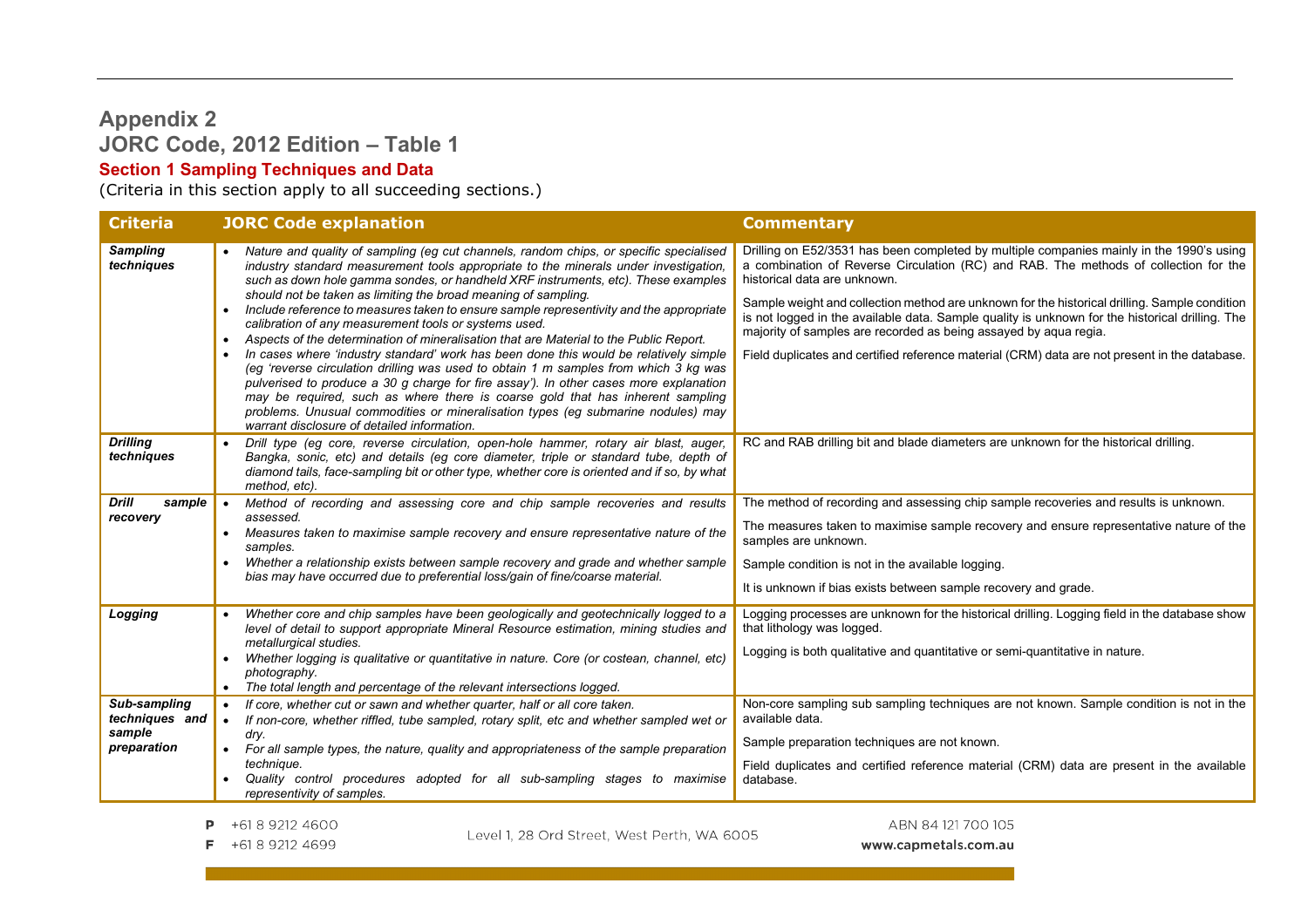# Appendix 2

## JORC Code, 2012 Edition – Table 1

### Section 1 Sampling Techniques and Data

(Criteria in this section apply to all succeeding sections.)

| Criteria | JORC Code explanation | Commentary |
|---|---|---|
| ***Sampling techniques*** | • *Nature and quality of sampling (eg cut channels, random chips, or specific specialised industry standard measurement tools appropriate to the minerals under investigation, such as down hole gamma sondes, or handheld XRF instruments, etc). These examples should not be taken as limiting the broad meaning of sampling.*<br>• *Include reference to measures taken to ensure sample representivity and the appropriate calibration of any measurement tools or systems used.*<br>• *Aspects of the determination of mineralisation that are Material to the Public Report.*<br>• *In cases where 'industry standard' work has been done this would be relatively simple (eg 'reverse circulation drilling was used to obtain 1 m samples from which 3 kg was pulverised to produce a 30 g charge for fire assay'). In other cases more explanation may be required, such as where there is coarse gold that has inherent sampling problems. Unusual commodities or mineralisation types (eg submarine nodules) may warrant disclosure of detailed information.* | Drilling on E52/3531 has been completed by multiple companies mainly in the 1990's using a combination of Reverse Circulation (RC) and RAB. The methods of collection for the historical data are unknown.<br><br>Sample weight and collection method are unknown for the historical drilling. Sample condition is not logged in the available data. Sample quality is unknown for the historical drilling. The majority of samples are recorded as being assayed by aqua regia.<br><br>Field duplicates and certified reference material (CRM) data are not present in the database. |
| ***Drilling techniques*** | • *Drill type (eg core, reverse circulation, open-hole hammer, rotary air blast, auger, Bangka, sonic, etc) and details (eg core diameter, triple or standard tube, depth of diamond tails, face-sampling bit or other type, whether core is oriented and if so, by what method, etc).* | RC and RAB drilling bit and blade diameters are unknown for the historical drilling. |
| ***Drill sample recovery*** | • *Method of recording and assessing core and chip sample recoveries and results assessed.*<br>• *Measures taken to maximise sample recovery and ensure representative nature of the samples.*<br>• *Whether a relationship exists between sample recovery and grade and whether sample bias may have occurred due to preferential loss/gain of fine/coarse material.* | The method of recording and assessing chip sample recoveries and results is unknown.<br><br>The measures taken to maximise sample recovery and ensure representative nature of the samples are unknown.<br><br>Sample condition is not in the available logging.<br><br>It is unknown if bias exists between sample recovery and grade. |
| ***Logging*** | • *Whether core and chip samples have been geologically and geotechnically logged to a level of detail to support appropriate Mineral Resource estimation, mining studies and metallurgical studies.*<br>• *Whether logging is qualitative or quantitative in nature. Core (or costean, channel, etc) photography.*<br>• *The total length and percentage of the relevant intersections logged.* | Logging processes are unknown for the historical drilling. Logging field in the database show that lithology was logged.<br><br>Logging is both qualitative and quantitative or semi-quantitative in nature. |
| ***Sub-sampling techniques and sample preparation*** | • *If core, whether cut or sawn and whether quarter, half or all core taken.*<br>• *If non-core, whether riffled, tube sampled, rotary split, etc and whether sampled wet or dry.*<br>• *For all sample types, the nature, quality and appropriateness of the sample preparation technique.*<br>• *Quality control procedures adopted for all sub-sampling stages to maximise representivity of samples.* | Non-core sampling sub sampling techniques are not known. Sample condition is not in the available data.<br><br>Sample preparation techniques are not known.<br><br>Field duplicates and certified reference material (CRM) data are present in the available database. |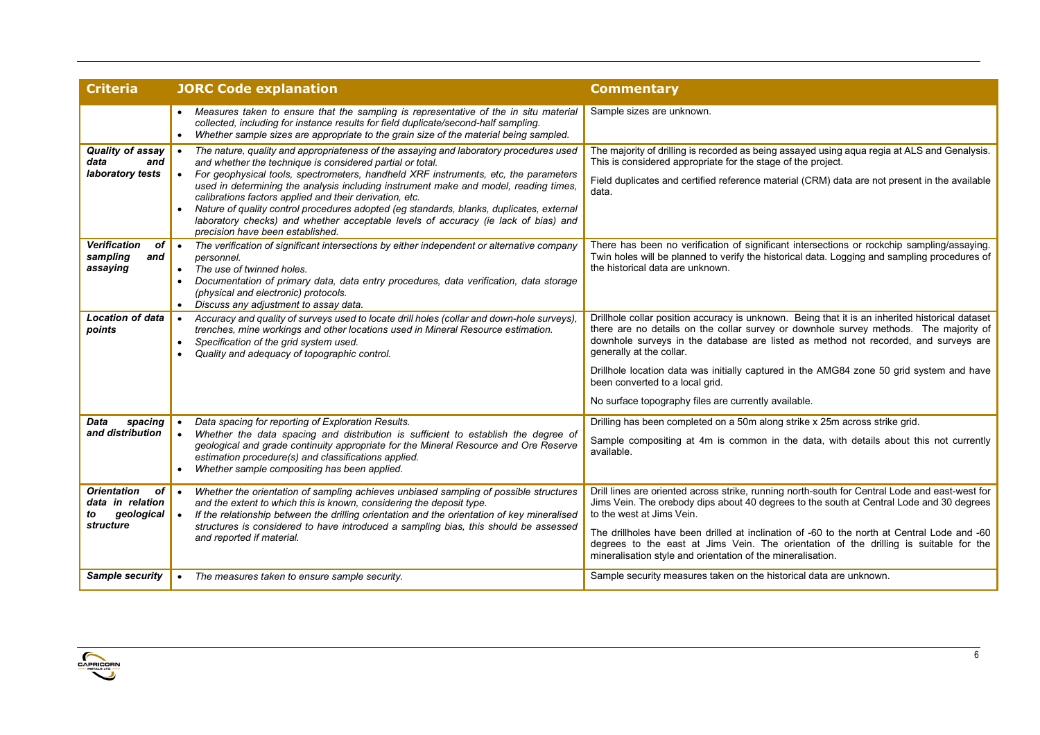| Criteria | JORC Code explanation | Commentary |
|---|---|---|
| | • *Measures taken to ensure that the sampling is representative of the in situ material collected, including for instance results for field duplicate/second-half sampling.*<br>• *Whether sample sizes are appropriate to the grain size of the material being sampled.* | Sample sizes are unknown. |
| ***Quality of assay data and laboratory tests*** | • *The nature, quality and appropriateness of the assaying and laboratory procedures used and whether the technique is considered partial or total.*<br>• *For geophysical tools, spectrometers, handheld XRF instruments, etc, the parameters used in determining the analysis including instrument make and model, reading times, calibrations factors applied and their derivation, etc.*<br>• *Nature of quality control procedures adopted (eg standards, blanks, duplicates, external laboratory checks) and whether acceptable levels of accuracy (ie lack of bias) and precision have been established.* | The majority of drilling is recorded as being assayed using aqua regia at ALS and Genalysis. This is considered appropriate for the stage of the project.<br><br>Field duplicates and certified reference material (CRM) data are not present in the available data. |
| ***Verification of sampling and assaying*** | • *The verification of significant intersections by either independent or alternative company personnel.*<br>• *The use of twinned holes.*<br>• *Documentation of primary data, data entry procedures, data verification, data storage (physical and electronic) protocols.*<br>• *Discuss any adjustment to assay data.* | There has been no verification of significant intersections or rockchip sampling/assaying. Twin holes will be planned to verify the historical data. Logging and sampling procedures of the historical data are unknown. |
| ***Location of data points*** | • *Accuracy and quality of surveys used to locate drill holes (collar and down-hole surveys), trenches, mine workings and other locations used in Mineral Resource estimation.*<br>• *Specification of the grid system used.*<br>• *Quality and adequacy of topographic control.* | Drillhole collar position accuracy is unknown. Being that it is an inherited historical dataset there are no details on the collar survey or downhole survey methods. The majority of downhole surveys in the database are listed as method not recorded, and surveys are generally at the collar.<br><br>Drillhole location data was initially captured in the AMG84 zone 50 grid system and have been converted to a local grid.<br><br>No surface topography files are currently available. |
| ***Data spacing and distribution*** | • *Data spacing for reporting of Exploration Results.*<br>• *Whether the data spacing and distribution is sufficient to establish the degree of geological and grade continuity appropriate for the Mineral Resource and Ore Reserve estimation procedure(s) and classifications applied.*<br>• *Whether sample compositing has been applied.* | Drilling has been completed on a 50m along strike x 25m across strike grid.<br><br>Sample compositing at 4m is common in the data, with details about this not currently available. |
| ***Orientation of data in relation to geological structure*** | • *Whether the orientation of sampling achieves unbiased sampling of possible structures and the extent to which this is known, considering the deposit type.*<br>• *If the relationship between the drilling orientation and the orientation of key mineralised structures is considered to have introduced a sampling bias, this should be assessed and reported if material.* | Drill lines are oriented across strike, running north-south for Central Lode and east-west for Jims Vein. The orebody dips about 40 degrees to the south at Central Lode and 30 degrees to the west at Jims Vein.<br><br>The drillholes have been drilled at inclination of -60 to the north at Central Lode and -60 degrees to the east at Jims Vein. The orientation of the drilling is suitable for the mineralisation style and orientation of the mineralisation. |
| ***Sample security*** | • *The measures taken to ensure sample security.* | Sample security measures taken on the historical data are unknown. |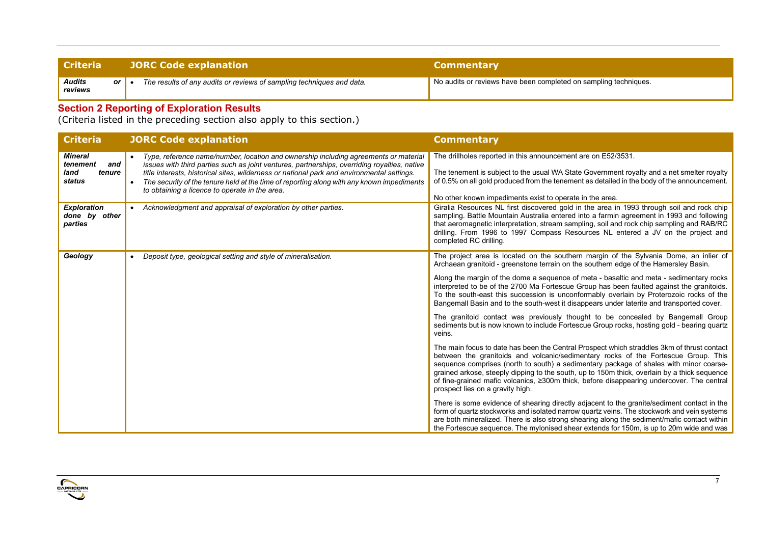| Criteria | JORC Code explanation | Commentary |
|---|---|---|
| ***Audits or reviews*** | • *The results of any audits or reviews of sampling techniques and data.* | No audits or reviews have been completed on sampling techniques. |

## Section 2 Reporting of Exploration Results

(Criteria listed in the preceding section also apply to this section.)

| Criteria | JORC Code explanation | Commentary |
|---|---|---|
| ***Mineral tenement and land tenure status*** | • *Type, reference name/number, location and ownership including agreements or material issues with third parties such as joint ventures, partnerships, overriding royalties, native title interests, historical sites, wilderness or national park and environmental settings.*<br>• *The security of the tenure held at the time of reporting along with any known impediments to obtaining a licence to operate in the area.* | The drillholes reported in this announcement are on E52/3531.<br><br>The tenement is subject to the usual WA State Government royalty and a net smelter royalty of 0.5% on all gold produced from the tenement as detailed in the body of the announcement.<br><br>No other known impediments exist to operate in the area. |
| ***Exploration done by other parties*** | • *Acknowledgment and appraisal of exploration by other parties.* | Giralia Resources NL first discovered gold in the area in 1993 through soil and rock chip sampling. Battle Mountain Australia entered into a farmin agreement in 1993 and following that aeromagnetic interpretation, stream sampling, soil and rock chip sampling and RAB/RC drilling. From 1996 to 1997 Compass Resources NL entered a JV on the project and completed RC drilling. |
| ***Geology*** | • *Deposit type, geological setting and style of mineralisation.* | The project area is located on the southern margin of the Sylvania Dome, an inlier of Archaean granitoid - greenstone terrain on the southern edge of the Hamersley Basin.<br><br>Along the margin of the dome a sequence of meta - basaltic and meta - sedimentary rocks interpreted to be of the 2700 Ma Fortescue Group has been faulted against the granitoids. To the south-east this succession is unconformably overlain by Proterozoic rocks of the Bangemall Basin and to the south-west it disappears under laterite and transported cover.<br><br>The granitoid contact was previously thought to be concealed by Bangemall Group sediments but is now known to include Fortescue Group rocks, hosting gold - bearing quartz veins.<br><br>The main focus to date has been the Central Prospect which straddles 3km of thrust contact between the granitoids and volcanic/sedimentary rocks of the Fortescue Group. This sequence comprises (north to south) a sedimentary package of shales with minor coarse-grained arkose, steeply dipping to the south, up to 150m thick, overlain by a thick sequence of fine-grained mafic volcanics, ≥300m thick, before disappearing undercover. The central prospect lies on a gravity high.<br><br>There is some evidence of shearing directly adjacent to the granite/sediment contact in the form of quartz stockworks and isolated narrow quartz veins. The stockwork and vein systems are both mineralized. There is also strong shearing along the sediment/mafic contact within the Fortescue sequence. The mylonised shear extends for 150m, is up to 20m wide and was |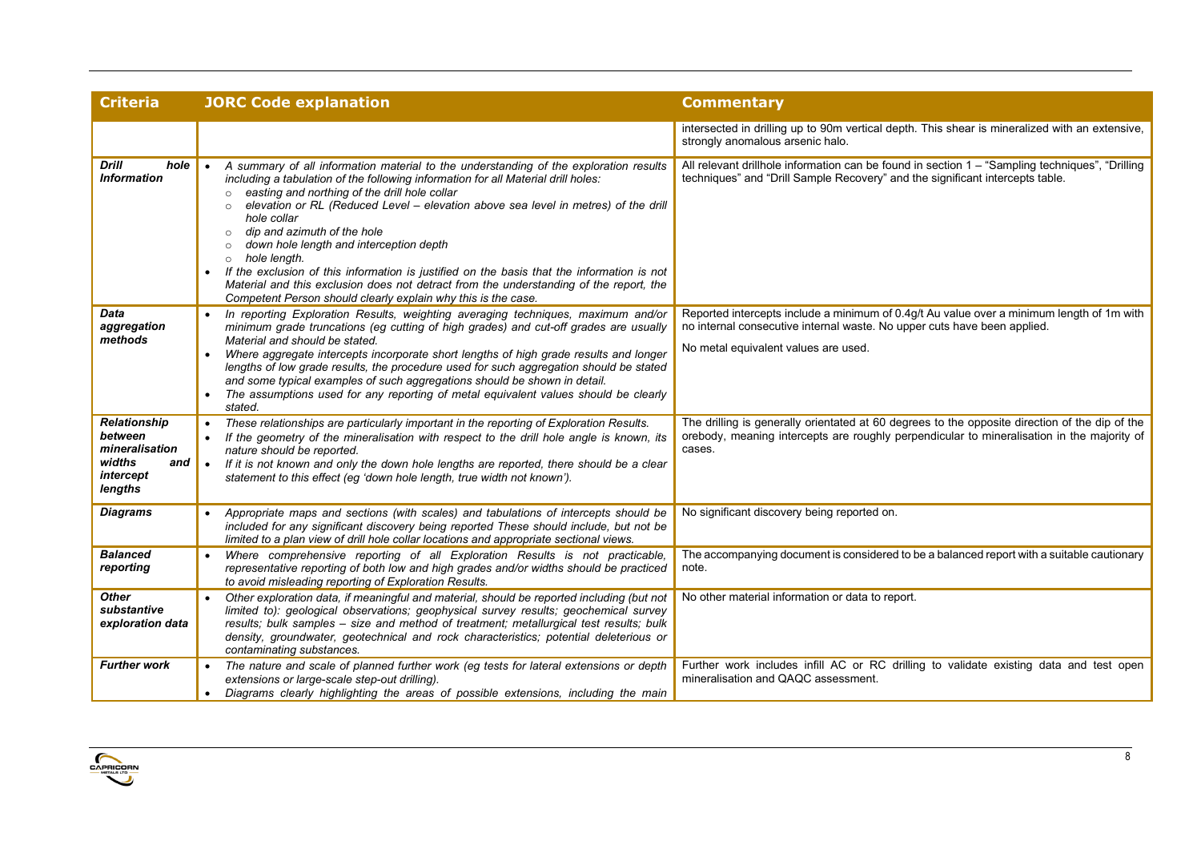| Criteria | JORC Code explanation | Commentary |
|---|---|---|
| | | intersected in drilling up to 90m vertical depth. This shear is mineralized with an extensive, strongly anomalous arsenic halo. |
| ***Drill hole Information*** | • *A summary of all information material to the understanding of the exploration results including a tabulation of the following information for all Material drill holes:*<br>○ *easting and northing of the drill hole collar*<br>○ *elevation or RL (Reduced Level – elevation above sea level in metres) of the drill hole collar*<br>○ *dip and azimuth of the hole*<br>○ *down hole length and interception depth*<br>○ *hole length.*<br>• *If the exclusion of this information is justified on the basis that the information is not Material and this exclusion does not detract from the understanding of the report, the Competent Person should clearly explain why this is the case.* | All relevant drillhole information can be found in section 1 – "Sampling techniques", "Drilling techniques" and "Drill Sample Recovery" and the significant intercepts table. |
| ***Data aggregation methods*** | • *In reporting Exploration Results, weighting averaging techniques, maximum and/or minimum grade truncations (eg cutting of high grades) and cut-off grades are usually Material and should be stated.*<br>• *Where aggregate intercepts incorporate short lengths of high grade results and longer lengths of low grade results, the procedure used for such aggregation should be stated and some typical examples of such aggregations should be shown in detail.*<br>• *The assumptions used for any reporting of metal equivalent values should be clearly stated.* | Reported intercepts include a minimum of 0.4g/t Au value over a minimum length of 1m with no internal consecutive internal waste. No upper cuts have been applied.<br><br>No metal equivalent values are used. |
| ***Relationship between mineralisation widths and intercept lengths*** | • *These relationships are particularly important in the reporting of Exploration Results.*<br>• *If the geometry of the mineralisation with respect to the drill hole angle is known, its nature should be reported.*<br>• *If it is not known and only the down hole lengths are reported, there should be a clear statement to this effect (eg 'down hole length, true width not known').* | The drilling is generally orientated at 60 degrees to the opposite direction of the dip of the orebody, meaning intercepts are roughly perpendicular to mineralisation in the majority of cases. |
| ***Diagrams*** | • *Appropriate maps and sections (with scales) and tabulations of intercepts should be included for any significant discovery being reported These should include, but not be limited to a plan view of drill hole collar locations and appropriate sectional views.* | No significant discovery being reported on. |
| ***Balanced reporting*** | • *Where comprehensive reporting of all Exploration Results is not practicable, representative reporting of both low and high grades and/or widths should be practiced to avoid misleading reporting of Exploration Results.* | The accompanying document is considered to be a balanced report with a suitable cautionary note. |
| ***Other substantive exploration data*** | • *Other exploration data, if meaningful and material, should be reported including (but not limited to): geological observations; geophysical survey results; geochemical survey results; bulk samples – size and method of treatment; metallurgical test results; bulk density, groundwater, geotechnical and rock characteristics; potential deleterious or contaminating substances.* | No other material information or data to report. |
| ***Further work*** | • *The nature and scale of planned further work (eg tests for lateral extensions or depth extensions or large-scale step-out drilling).*<br>• *Diagrams clearly highlighting the areas of possible extensions, including the main* | Further work includes infill AC or RC drilling to validate existing data and test open mineralisation and QAQC assessment. |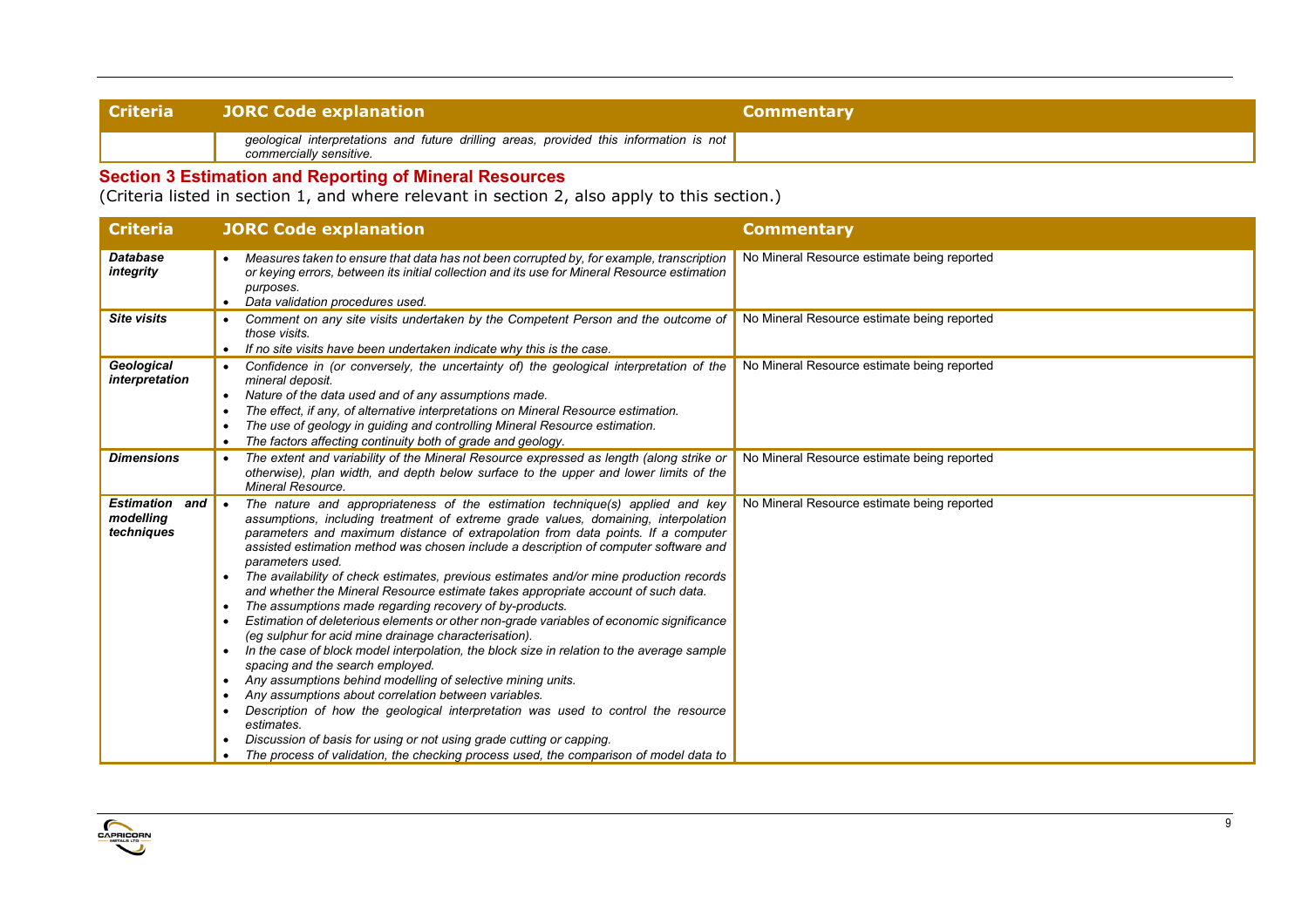| Criteria | JORC Code explanation | Commentary |
|---|---|---|
| | *geological interpretations and future drilling areas, provided this information is not commercially sensitive.* | |

## Section 3 Estimation and Reporting of Mineral Resources

(Criteria listed in section 1, and where relevant in section 2, also apply to this section.)

| Criteria | JORC Code explanation | Commentary |
|---|---|---|
| ***Database integrity*** | • *Measures taken to ensure that data has not been corrupted by, for example, transcription or keying errors, between its initial collection and its use for Mineral Resource estimation purposes.*<br>• *Data validation procedures used.* | No Mineral Resource estimate being reported |
| ***Site visits*** | • *Comment on any site visits undertaken by the Competent Person and the outcome of those visits.*<br>• *If no site visits have been undertaken indicate why this is the case.* | No Mineral Resource estimate being reported |
| ***Geological interpretation*** | • *Confidence in (or conversely, the uncertainty of) the geological interpretation of the mineral deposit.*<br>• *Nature of the data used and of any assumptions made.*<br>• *The effect, if any, of alternative interpretations on Mineral Resource estimation.*<br>• *The use of geology in guiding and controlling Mineral Resource estimation.*<br>• *The factors affecting continuity both of grade and geology.* | No Mineral Resource estimate being reported |
| ***Dimensions*** | • *The extent and variability of the Mineral Resource expressed as length (along strike or otherwise), plan width, and depth below surface to the upper and lower limits of the Mineral Resource.* | No Mineral Resource estimate being reported |
| ***Estimation and modelling techniques*** | • *The nature and appropriateness of the estimation technique(s) applied and key assumptions, including treatment of extreme grade values, domaining, interpolation parameters and maximum distance of extrapolation from data points. If a computer assisted estimation method was chosen include a description of computer software and parameters used.*<br>• *The availability of check estimates, previous estimates and/or mine production records and whether the Mineral Resource estimate takes appropriate account of such data.*<br>• *The assumptions made regarding recovery of by-products.*<br>• *Estimation of deleterious elements or other non-grade variables of economic significance (eg sulphur for acid mine drainage characterisation).*<br>• *In the case of block model interpolation, the block size in relation to the average sample spacing and the search employed.*<br>• *Any assumptions behind modelling of selective mining units.*<br>• *Any assumptions about correlation between variables.*<br>• *Description of how the geological interpretation was used to control the resource estimates.*<br>• *Discussion of basis for using or not using grade cutting or capping.*<br>• *The process of validation, the checking process used, the comparison of model data to* | No Mineral Resource estimate being reported |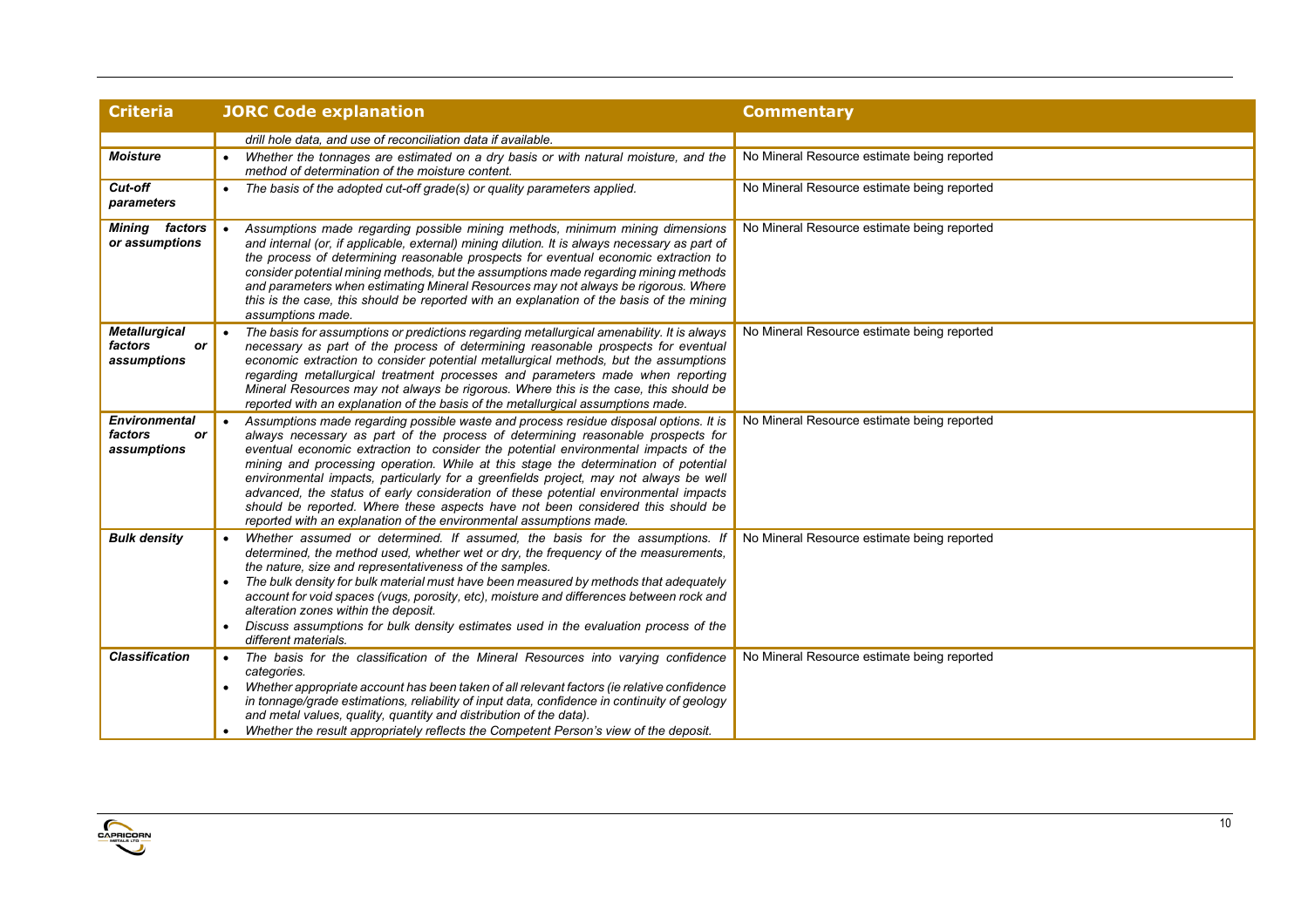| Criteria | JORC Code explanation | Commentary |
| --- | --- | --- |
| | *drill hole data, and use of reconciliation data if available.* | |
| ***Moisture*** | • *Whether the tonnages are estimated on a dry basis or with natural moisture, and the method of determination of the moisture content.* | No Mineral Resource estimate being reported |
| ***Cut-off parameters*** | • *The basis of the adopted cut-off grade(s) or quality parameters applied.* | No Mineral Resource estimate being reported |
| ***Mining factors or assumptions*** | • *Assumptions made regarding possible mining methods, minimum mining dimensions and internal (or, if applicable, external) mining dilution. It is always necessary as part of the process of determining reasonable prospects for eventual economic extraction to consider potential mining methods, but the assumptions made regarding mining methods and parameters when estimating Mineral Resources may not always be rigorous. Where this is the case, this should be reported with an explanation of the basis of the mining assumptions made.* | No Mineral Resource estimate being reported |
| ***Metallurgical factors or assumptions*** | • *The basis for assumptions or predictions regarding metallurgical amenability. It is always necessary as part of the process of determining reasonable prospects for eventual economic extraction to consider potential metallurgical methods, but the assumptions regarding metallurgical treatment processes and parameters made when reporting Mineral Resources may not always be rigorous. Where this is the case, this should be reported with an explanation of the basis of the metallurgical assumptions made.* | No Mineral Resource estimate being reported |
| ***Environmental factors or assumptions*** | • *Assumptions made regarding possible waste and process residue disposal options. It is always necessary as part of the process of determining reasonable prospects for eventual economic extraction to consider the potential environmental impacts of the mining and processing operation. While at this stage the determination of potential environmental impacts, particularly for a greenfields project, may not always be well advanced, the status of early consideration of these potential environmental impacts should be reported. Where these aspects have not been considered this should be reported with an explanation of the environmental assumptions made.* | No Mineral Resource estimate being reported |
| ***Bulk density*** | • *Whether assumed or determined. If assumed, the basis for the assumptions. If determined, the method used, whether wet or dry, the frequency of the measurements, the nature, size and representativeness of the samples.*<br>• *The bulk density for bulk material must have been measured by methods that adequately account for void spaces (vugs, porosity, etc), moisture and differences between rock and alteration zones within the deposit.*<br>• *Discuss assumptions for bulk density estimates used in the evaluation process of the different materials.* | No Mineral Resource estimate being reported |
| ***Classification*** | • *The basis for the classification of the Mineral Resources into varying confidence categories.*<br>• *Whether appropriate account has been taken of all relevant factors (ie relative confidence in tonnage/grade estimations, reliability of input data, confidence in continuity of geology and metal values, quality, quantity and distribution of the data).*<br>• *Whether the result appropriately reflects the Competent Person's view of the deposit.* | No Mineral Resource estimate being reported |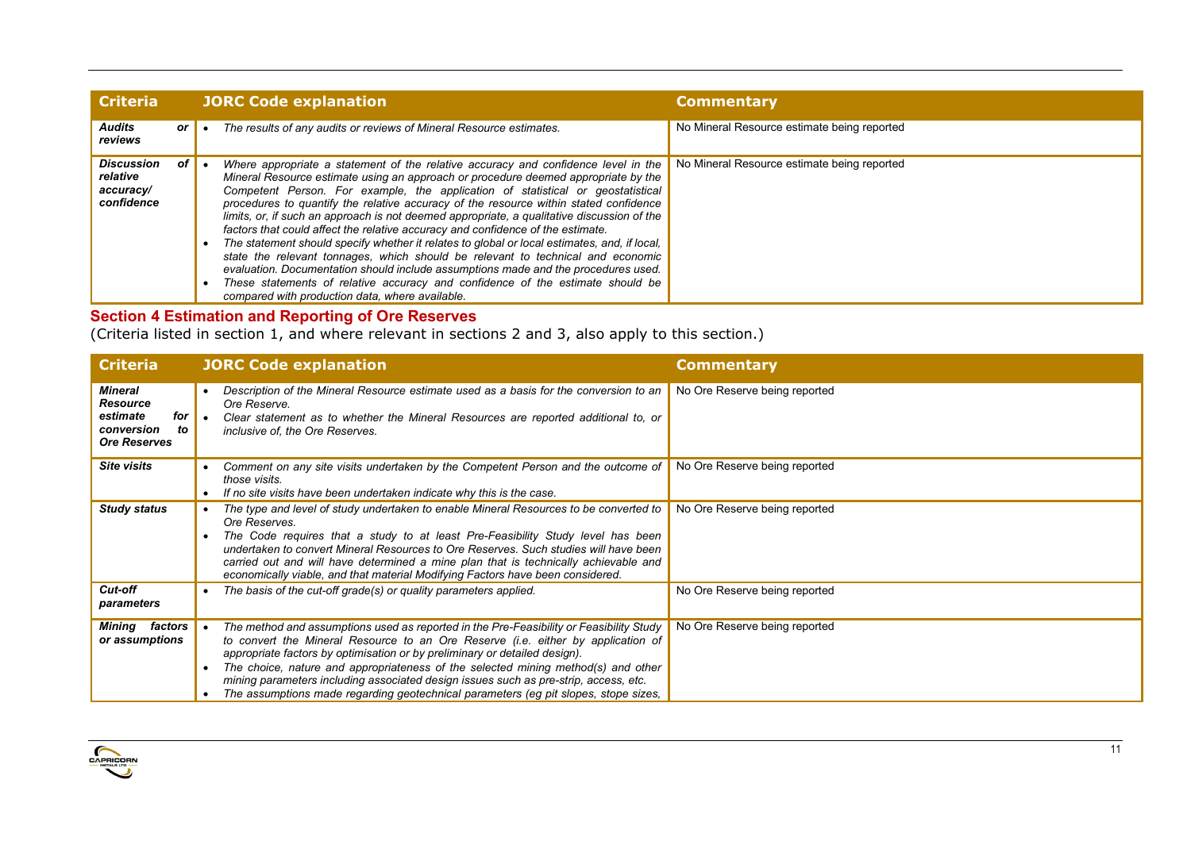| Criteria | JORC Code explanation | Commentary |
|---|---|---|
| *Audits or reviews* | • *The results of any audits or reviews of Mineral Resource estimates.* | No Mineral Resource estimate being reported |
| *Discussion of relative accuracy/ confidence* | • *Where appropriate a statement of the relative accuracy and confidence level in the Mineral Resource estimate using an approach or procedure deemed appropriate by the Competent Person. For example, the application of statistical or geostatistical procedures to quantify the relative accuracy of the resource within stated confidence limits, or, if such an approach is not deemed appropriate, a qualitative discussion of the factors that could affect the relative accuracy and confidence of the estimate.*<br>• *The statement should specify whether it relates to global or local estimates, and, if local, state the relevant tonnages, which should be relevant to technical and economic evaluation. Documentation should include assumptions made and the procedures used.*<br>• *These statements of relative accuracy and confidence of the estimate should be compared with production data, where available.* | No Mineral Resource estimate being reported |

## Section 4 Estimation and Reporting of Ore Reserves

(Criteria listed in section 1, and where relevant in sections 2 and 3, also apply to this section.)

| Criteria | JORC Code explanation | Commentary |
|---|---|---|
| *Mineral Resource estimate for conversion to Ore Reserves* | • *Description of the Mineral Resource estimate used as a basis for the conversion to an Ore Reserve.*<br>• *Clear statement as to whether the Mineral Resources are reported additional to, or inclusive of, the Ore Reserves.* | No Ore Reserve being reported |
| *Site visits* | • *Comment on any site visits undertaken by the Competent Person and the outcome of those visits.*<br>• *If no site visits have been undertaken indicate why this is the case.* | No Ore Reserve being reported |
| *Study status* | • *The type and level of study undertaken to enable Mineral Resources to be converted to Ore Reserves.*<br>• *The Code requires that a study to at least Pre-Feasibility Study level has been undertaken to convert Mineral Resources to Ore Reserves. Such studies will have been carried out and will have determined a mine plan that is technically achievable and economically viable, and that material Modifying Factors have been considered.* | No Ore Reserve being reported |
| *Cut-off parameters* | • *The basis of the cut-off grade(s) or quality parameters applied.* | No Ore Reserve being reported |
| *Mining factors or assumptions* | • *The method and assumptions used as reported in the Pre-Feasibility or Feasibility Study to convert the Mineral Resource to an Ore Reserve (i.e. either by application of appropriate factors by optimisation or by preliminary or detailed design).*<br>• *The choice, nature and appropriateness of the selected mining method(s) and other mining parameters including associated design issues such as pre-strip, access, etc.*<br>• *The assumptions made regarding geotechnical parameters (eg pit slopes, stope sizes,* | No Ore Reserve being reported |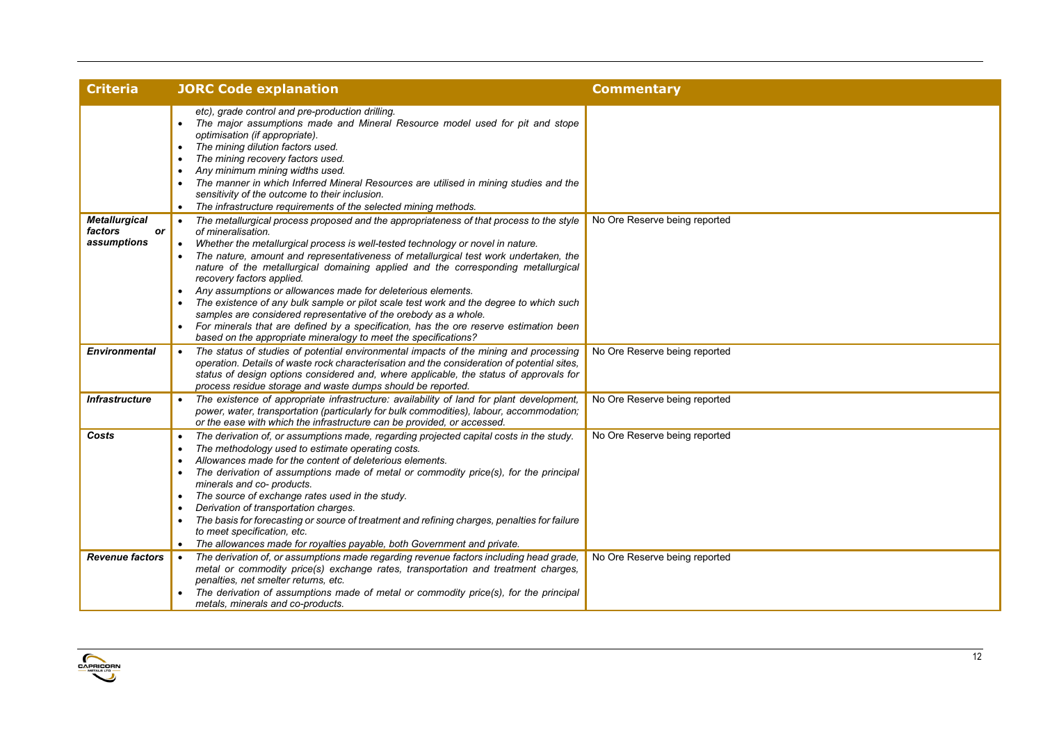| Criteria | JORC Code explanation | Commentary |
|---|---|---|
| | *etc), grade control and pre-production drilling.*<br>• *The major assumptions made and Mineral Resource model used for pit and stope optimisation (if appropriate).*<br>• *The mining dilution factors used.*<br>• *The mining recovery factors used.*<br>• *Any minimum mining widths used.*<br>• *The manner in which Inferred Mineral Resources are utilised in mining studies and the sensitivity of the outcome to their inclusion.*<br>• *The infrastructure requirements of the selected mining methods.* | |
| ***Metallurgical factors or assumptions*** | • *The metallurgical process proposed and the appropriateness of that process to the style of mineralisation.*<br>• *Whether the metallurgical process is well-tested technology or novel in nature.*<br>• *The nature, amount and representativeness of metallurgical test work undertaken, the nature of the metallurgical domaining applied and the corresponding metallurgical recovery factors applied.*<br>• *Any assumptions or allowances made for deleterious elements.*<br>• *The existence of any bulk sample or pilot scale test work and the degree to which such samples are considered representative of the orebody as a whole.*<br>• *For minerals that are defined by a specification, has the ore reserve estimation been based on the appropriate mineralogy to meet the specifications?* | No Ore Reserve being reported |
| ***Environmental*** | • *The status of studies of potential environmental impacts of the mining and processing operation. Details of waste rock characterisation and the consideration of potential sites, status of design options considered and, where applicable, the status of approvals for process residue storage and waste dumps should be reported.* | No Ore Reserve being reported |
| ***Infrastructure*** | • *The existence of appropriate infrastructure: availability of land for plant development, power, water, transportation (particularly for bulk commodities), labour, accommodation; or the ease with which the infrastructure can be provided, or accessed.* | No Ore Reserve being reported |
| ***Costs*** | • *The derivation of, or assumptions made, regarding projected capital costs in the study.*<br>• *The methodology used to estimate operating costs.*<br>• *Allowances made for the content of deleterious elements.*<br>• *The derivation of assumptions made of metal or commodity price(s), for the principal minerals and co- products.*<br>• *The source of exchange rates used in the study.*<br>• *Derivation of transportation charges.*<br>• *The basis for forecasting or source of treatment and refining charges, penalties for failure to meet specification, etc.*<br>• *The allowances made for royalties payable, both Government and private.* | No Ore Reserve being reported |
| ***Revenue factors*** | • *The derivation of, or assumptions made regarding revenue factors including head grade, metal or commodity price(s) exchange rates, transportation and treatment charges, penalties, net smelter returns, etc.*<br>• *The derivation of assumptions made of metal or commodity price(s), for the principal metals, minerals and co-products.* | No Ore Reserve being reported |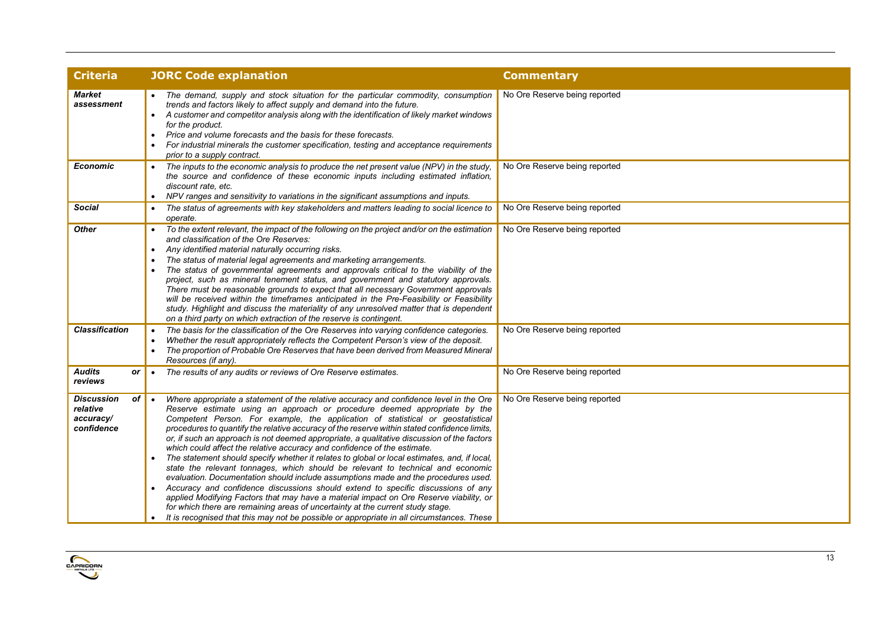| Criteria | JORC Code explanation | Commentary |
| --- | --- | --- |
| ***Market assessment*** | • *The demand, supply and stock situation for the particular commodity, consumption trends and factors likely to affect supply and demand into the future.* <br>• *A customer and competitor analysis along with the identification of likely market windows for the product.* <br>• *Price and volume forecasts and the basis for these forecasts.* <br>• *For industrial minerals the customer specification, testing and acceptance requirements prior to a supply contract.* | No Ore Reserve being reported |
| ***Economic*** | • *The inputs to the economic analysis to produce the net present value (NPV) in the study, the source and confidence of these economic inputs including estimated inflation, discount rate, etc.* <br>• *NPV ranges and sensitivity to variations in the significant assumptions and inputs.* | No Ore Reserve being reported |
| ***Social*** | • *The status of agreements with key stakeholders and matters leading to social licence to operate.* | No Ore Reserve being reported |
| ***Other*** | • *To the extent relevant, the impact of the following on the project and/or on the estimation and classification of the Ore Reserves:* <br>• *Any identified material naturally occurring risks.* <br>• *The status of material legal agreements and marketing arrangements.* <br>• *The status of governmental agreements and approvals critical to the viability of the project, such as mineral tenement status, and government and statutory approvals. There must be reasonable grounds to expect that all necessary Government approvals will be received within the timeframes anticipated in the Pre-Feasibility or Feasibility study. Highlight and discuss the materiality of any unresolved matter that is dependent on a third party on which extraction of the reserve is contingent.* | No Ore Reserve being reported |
| ***Classification*** | • *The basis for the classification of the Ore Reserves into varying confidence categories.* <br>• *Whether the result appropriately reflects the Competent Person's view of the deposit.* <br>• *The proportion of Probable Ore Reserves that have been derived from Measured Mineral Resources (if any).* | No Ore Reserve being reported |
| ***Audits or reviews*** | • *The results of any audits or reviews of Ore Reserve estimates.* | No Ore Reserve being reported |
| ***Discussion of relative accuracy/ confidence*** | • *Where appropriate a statement of the relative accuracy and confidence level in the Ore Reserve estimate using an approach or procedure deemed appropriate by the Competent Person. For example, the application of statistical or geostatistical procedures to quantify the relative accuracy of the reserve within stated confidence limits, or, if such an approach is not deemed appropriate, a qualitative discussion of the factors which could affect the relative accuracy and confidence of the estimate.* <br>• *The statement should specify whether it relates to global or local estimates, and, if local, state the relevant tonnages, which should be relevant to technical and economic evaluation. Documentation should include assumptions made and the procedures used.* <br>• *Accuracy and confidence discussions should extend to specific discussions of any applied Modifying Factors that may have a material impact on Ore Reserve viability, or for which there are remaining areas of uncertainty at the current study stage.* <br>• *It is recognised that this may not be possible or appropriate in all circumstances. These* | No Ore Reserve being reported |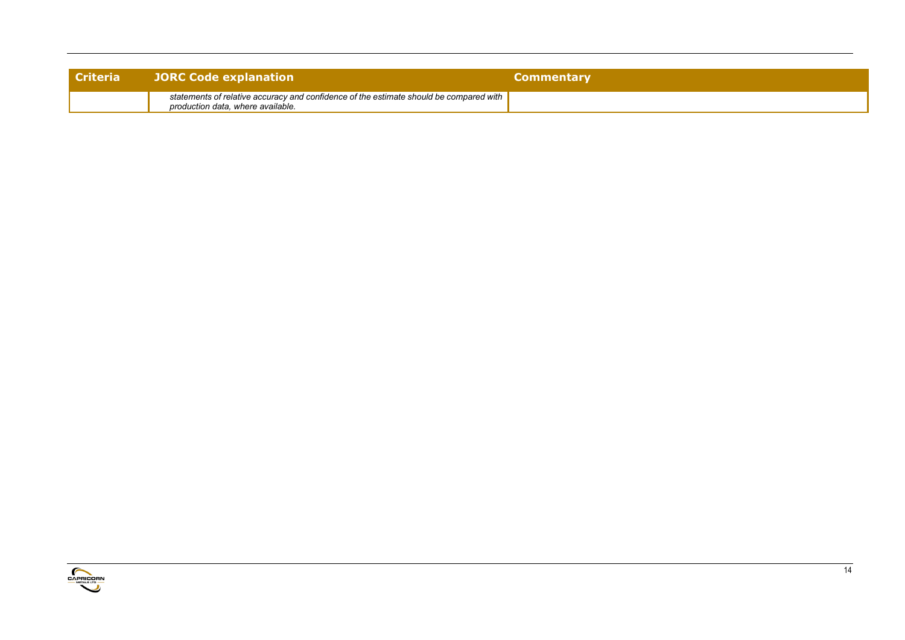| Criteria | JORC Code explanation | Commentary |
| --- | --- | --- |
| | *statements of relative accuracy and confidence of the estimate should be compared with production data, where available.* | |